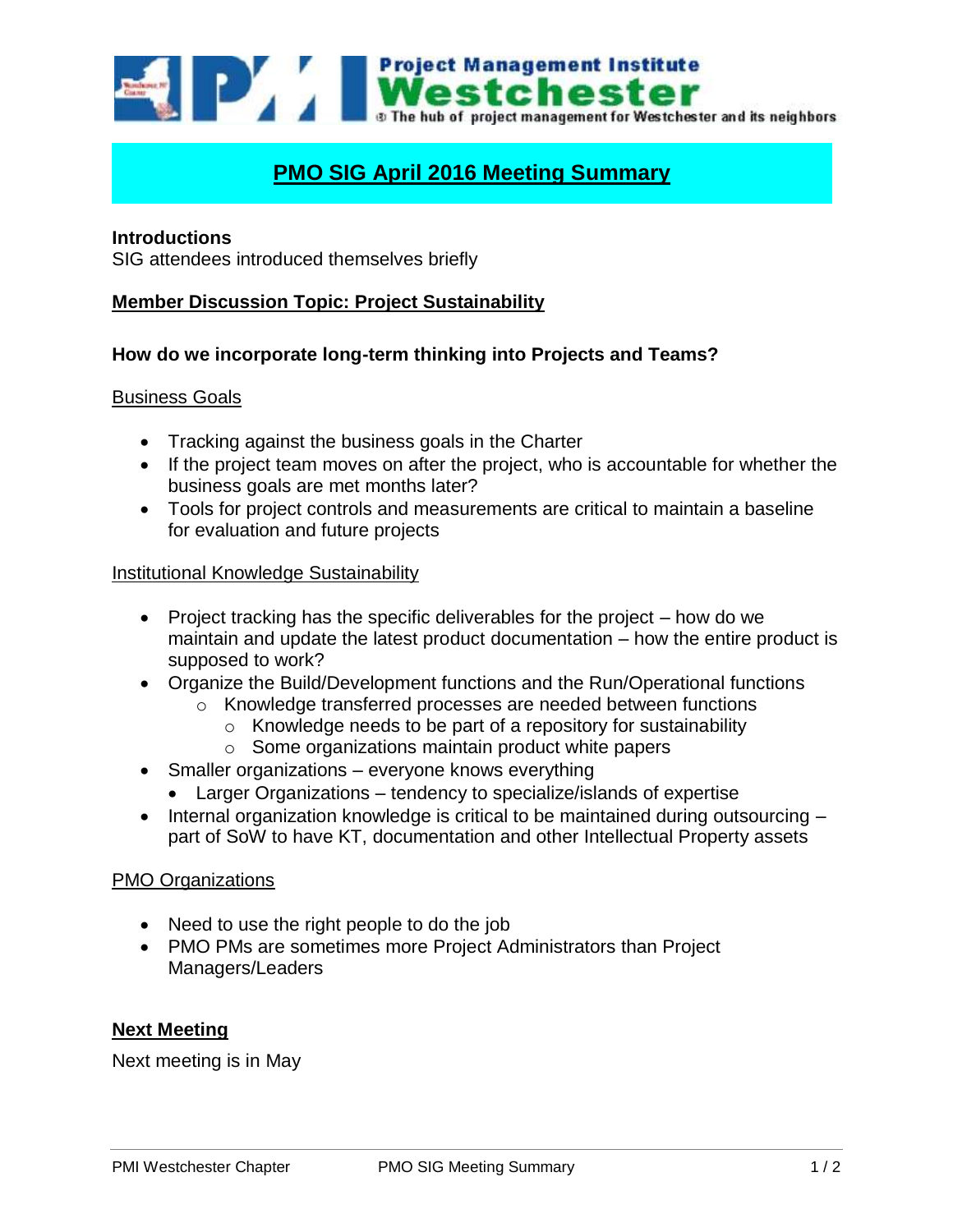Project Management Institute **Westchester** The hub of project management for Westchester and its neighbors

# PMO SIG April 2016 Meeting Summary

**Introductions**

SIG attendees introduced themselves briefly

## Member Discussion Topic: Project Sustainability

### How do we incorporate long-term thinking into Projects and Teams?

Business Goals

- Tracking against the business goals in the Charter
- If the project team moves on after the project, who is accountable for whether the business goals are met months later?
- Tools for project controls and measurements are critical to maintain a baseline for evaluation and future projects

Institutional Knowledge Sustainability

- Project tracking has the specific deliverables for the project – how do we maintain and update the latest product documentation – how the entire product is supposed to work?
- Organize the Build/Development functions and the Run/Operational functions
    - Knowledge transferred processes are needed between functions
        - Knowledge needs to be part of a repository for sustainability
        - Some organizations maintain product white papers
- Smaller organizations – everyone knows everything
    - Larger Organizations – tendency to specialize/islands of expertise
- Internal organization knowledge is critical to be maintained during outsourcing – part of SoW to have KT, documentation and other Intellectual Property assets

PMO Organizations

- Need to use the right people to do the job
- PMO PMs are sometimes more Project Administrators than Project Managers/Leaders

## Next Meeting

Next meeting is in May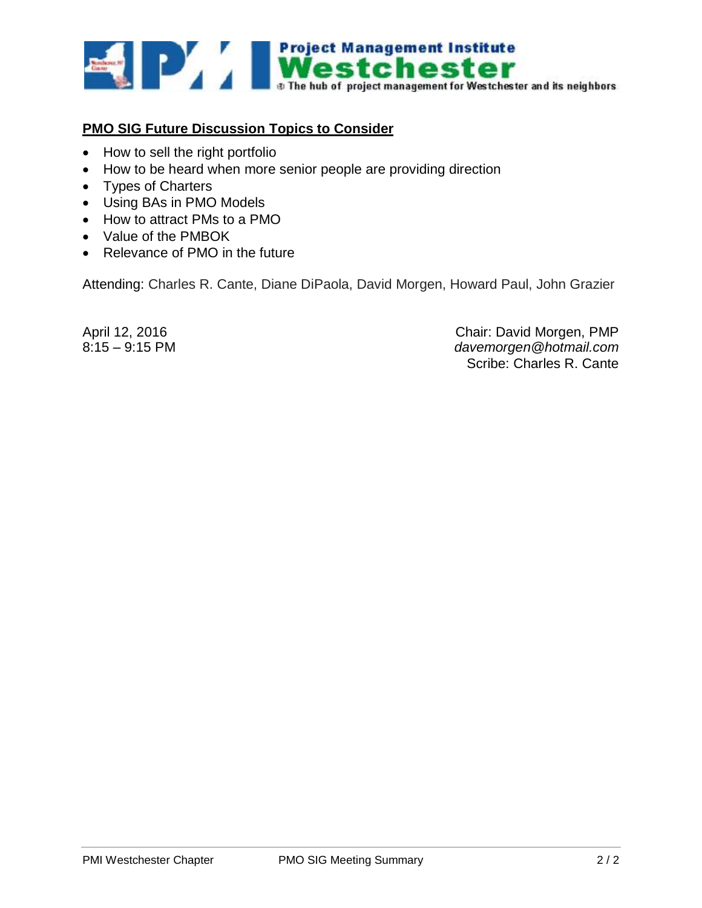Project Management Institute
Westchester
The hub of project management for Westchester and its neighbors

**PMO SIG Future Discussion Topics to Consider**

- How to sell the right portfolio
- How to be heard when more senior people are providing direction
- Types of Charters
- Using BAs in PMO Models
- How to attract PMs to a PMO
- Value of the PMBOK
- Relevance of PMO in the future

Attending: Charles R. Cante, Diane DiPaola, David Morgen, Howard Paul, John Grazier

April 12, 2016
8:15 – 9:15 PM

Chair: David Morgen, PMP
*davemorgen@hotmail.com*
Scribe: Charles R. Cante